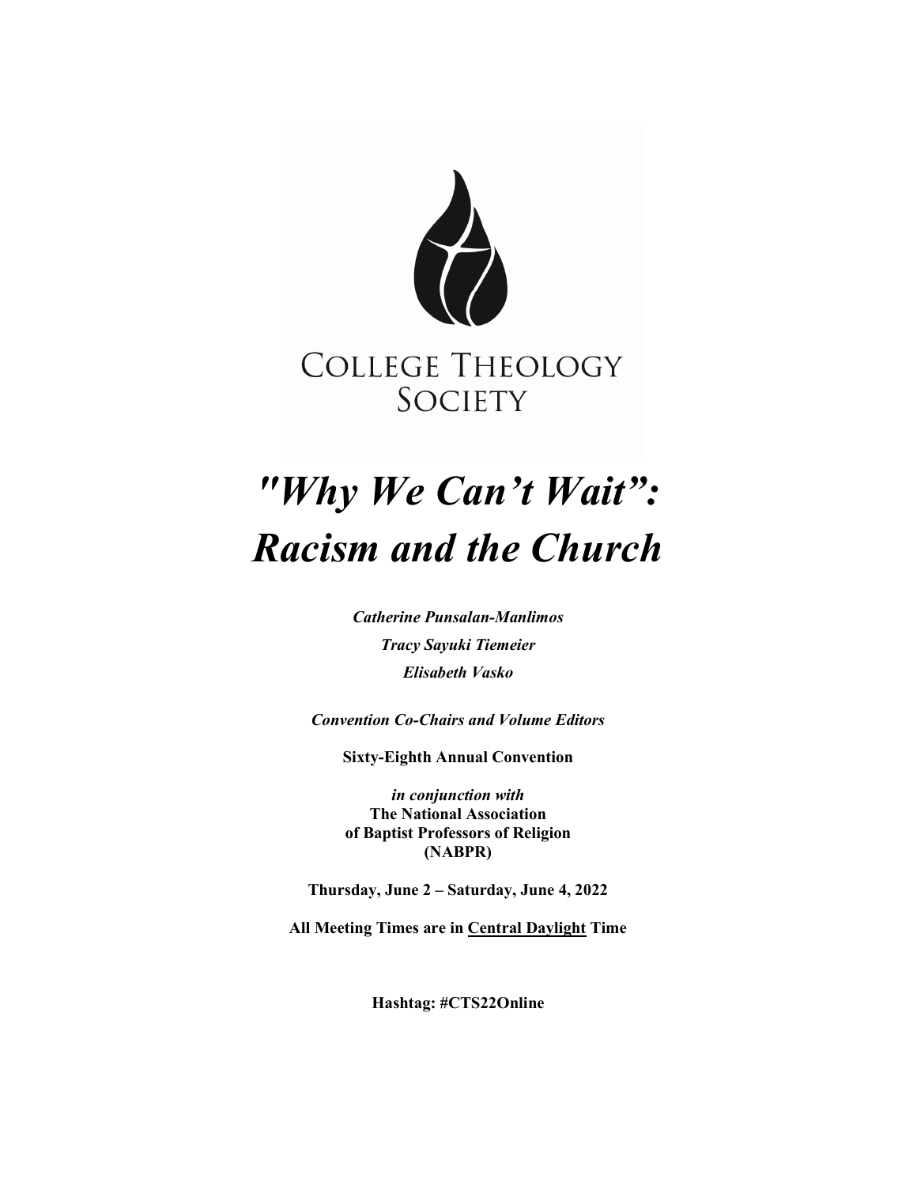COLLEGE THEOLOGY SOCIETY

# *"Why We Can't Wait": Racism and the Church*

***Catherine Punsalan-Manlimos***

***Tracy Sayuki Tiemeier***

***Elisabeth Vasko***

***Convention Co-Chairs and Volume Editors***

**Sixty-Eighth Annual Convention**

***in conjunction with***
**The National Association of Baptist Professors of Religion (NABPR)**

**Thursday, June 2 – Saturday, June 4, 2022**

**All Meeting Times are in Central Daylight Time**

**Hashtag: #CTS22Online**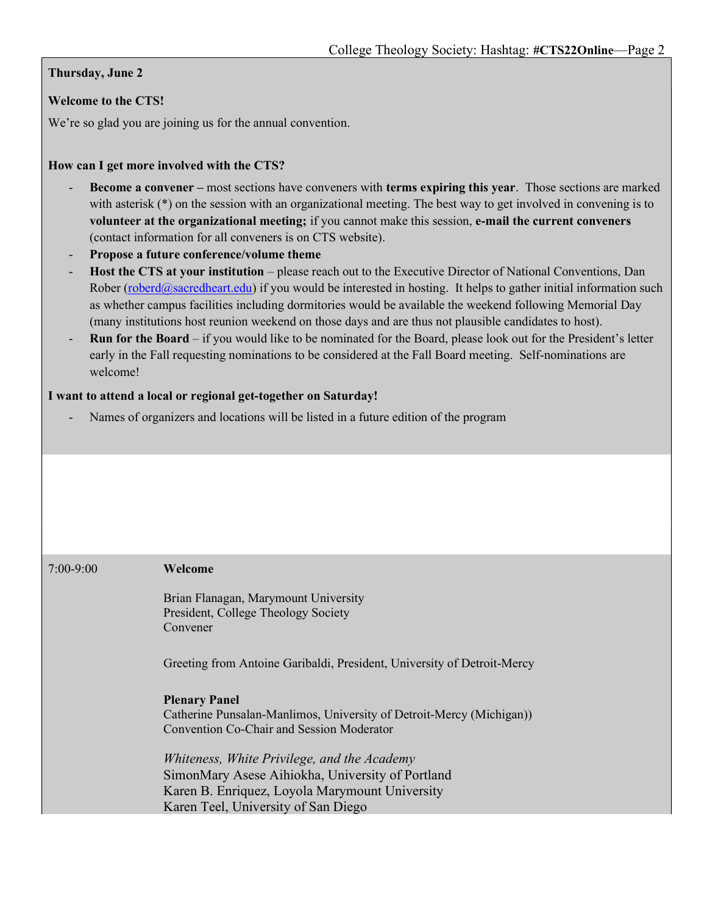**Thursday, June 2**

**Welcome to the CTS!**

We're so glad you are joining us for the annual convention.

**How can I get more involved with the CTS?**

- **Become a convener –** most sections have conveners with **terms expiring this year**. Those sections are marked with asterisk (*) on the session with an organizational meeting. The best way to get involved in convening is to **volunteer at the organizational meeting;** if you cannot make this session, **e-mail the current conveners** (contact information for all conveners is on CTS website).
- **Propose a future conference/volume theme**
- **Host the CTS at your institution** – please reach out to the Executive Director of National Conventions, Dan Rober (roberd@sacredheart.edu) if you would be interested in hosting. It helps to gather initial information such as whether campus facilities including dormitories would be available the weekend following Memorial Day (many institutions host reunion weekend on those days and are thus not plausible candidates to host).
- **Run for the Board** – if you would like to be nominated for the Board, please look out for the President's letter early in the Fall requesting nominations to be considered at the Fall Board meeting. Self-nominations are welcome!

**I want to attend a local or regional get-together on Saturday!**

- Names of organizers and locations will be listed in a future edition of the program

7:00-9:00 **Welcome**

Brian Flanagan, Marymount University
President, College Theology Society
Convener

Greeting from Antoine Garibaldi, President, University of Detroit-Mercy

**Plenary Panel**
Catherine Punsalan-Manlimos, University of Detroit-Mercy (Michigan))
Convention Co-Chair and Session Moderator

*Whiteness, White Privilege, and the Academy*
SimonMary Asese Aihiokha, University of Portland
Karen B. Enriquez, Loyola Marymount University
Karen Teel, University of San Diego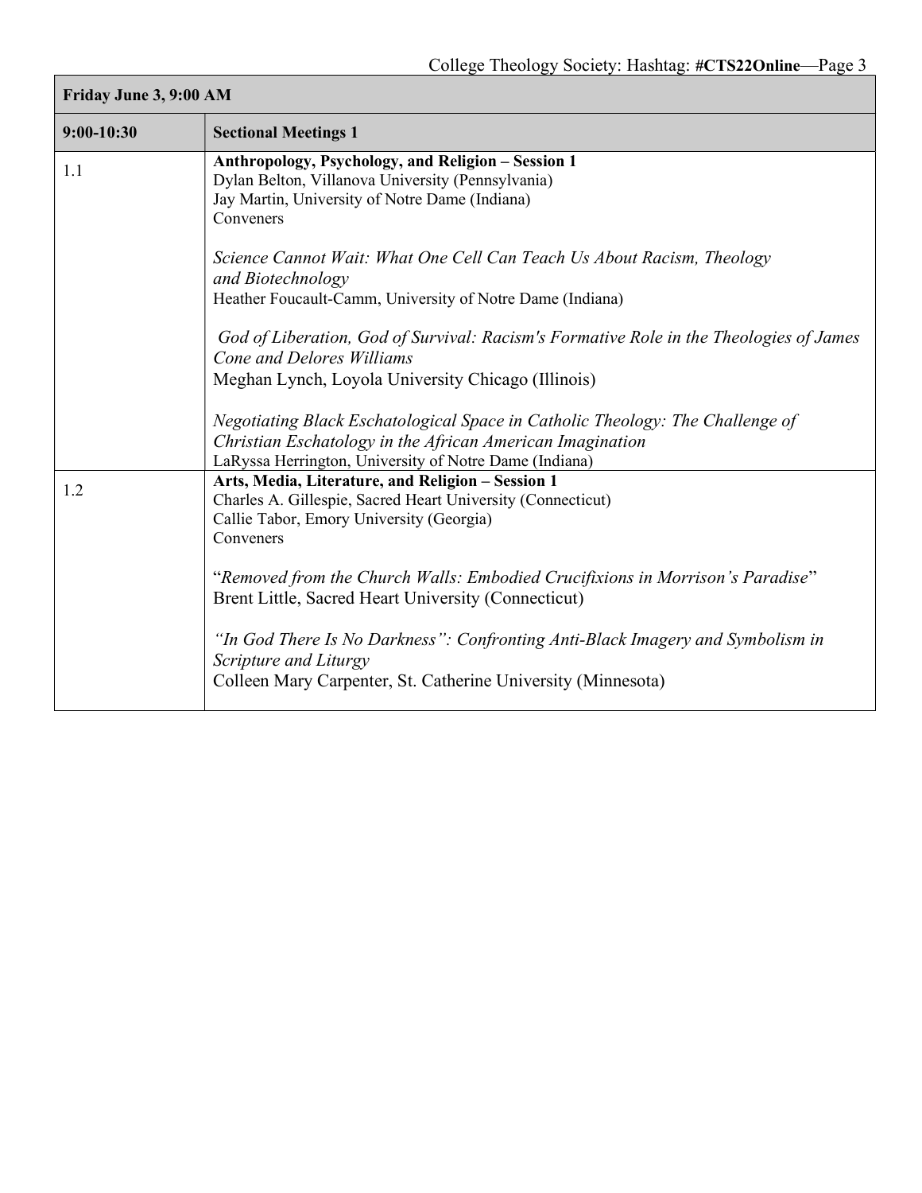| Friday June 3, 9:00 AM | |
|---|---|
| **9:00-10:30** | **Sectional Meetings 1** |
| 1.1 | **Anthropology, Psychology, and Religion – Session 1**<br>Dylan Belton, Villanova University (Pennsylvania)<br>Jay Martin, University of Notre Dame (Indiana)<br>Conveners<br><br>*Science Cannot Wait: What One Cell Can Teach Us About Racism, Theology and Biotechnology*<br>Heather Foucault-Camm, University of Notre Dame (Indiana)<br><br>*God of Liberation, God of Survival: Racism's Formative Role in the Theologies of James Cone and Delores Williams*<br>Meghan Lynch, Loyola University Chicago (Illinois)<br><br>*Negotiating Black Eschatological Space in Catholic Theology: The Challenge of Christian Eschatology in the African American Imagination*<br>LaRyssa Herrington, University of Notre Dame (Indiana) |
| 1.2 | **Arts, Media, Literature, and Religion – Session 1**<br>Charles A. Gillespie, Sacred Heart University (Connecticut)<br>Callie Tabor, Emory University (Georgia)<br>Conveners<br><br>"*Removed from the Church Walls: Embodied Crucifixions in Morrison's Paradise*"<br>Brent Little, Sacred Heart University (Connecticut)<br><br>*"In God There Is No Darkness": Confronting Anti-Black Imagery and Symbolism in Scripture and Liturgy*<br>Colleen Mary Carpenter, St. Catherine University (Minnesota) |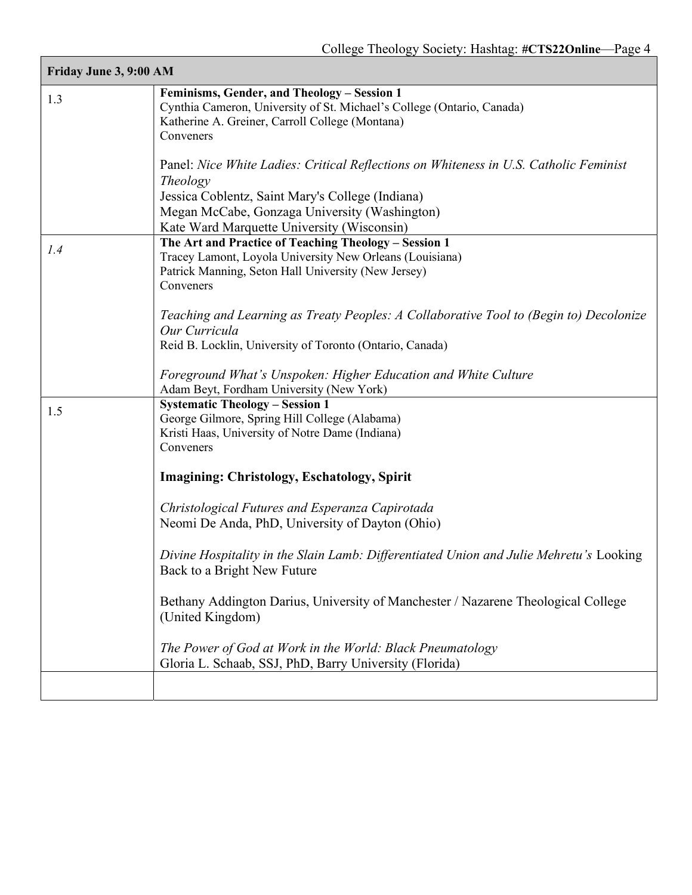| Friday June 3, 9:00 AM | |
|---|---|
| 1.3 | **Feminisms, Gender, and Theology – Session 1**<br>Cynthia Cameron, University of St. Michael's College (Ontario, Canada)<br>Katherine A. Greiner, Carroll College (Montana)<br>Conveners<br><br>Panel: *Nice White Ladies: Critical Reflections on Whiteness in U.S. Catholic Feminist Theology*<br>Jessica Coblentz, Saint Mary's College (Indiana)<br>Megan McCabe, Gonzaga University (Washington)<br>Kate Ward Marquette University (Wisconsin) |
| *1.4* | **The Art and Practice of Teaching Theology – Session 1**<br>Tracey Lamont, Loyola University New Orleans (Louisiana)<br>Patrick Manning, Seton Hall University (New Jersey)<br>Conveners<br><br>*Teaching and Learning as Treaty Peoples: A Collaborative Tool to (Begin to) Decolonize Our Curricula*<br>Reid B. Locklin, University of Toronto (Ontario, Canada)<br><br>*Foreground What's Unspoken: Higher Education and White Culture*<br>Adam Beyt, Fordham University (New York) |
| 1.5 | **Systematic Theology – Session 1**<br>George Gilmore, Spring Hill College (Alabama)<br>Kristi Haas, University of Notre Dame (Indiana)<br>Conveners<br><br>**Imagining: Christology, Eschatology, Spirit**<br><br>*Christological Futures and Esperanza Capirotada*<br>Neomi De Anda, PhD, University of Dayton (Ohio)<br><br>*Divine Hospitality in the Slain Lamb: Differentiated Union and Julie Mehretu's* Looking Back to a Bright New Future<br><br>Bethany Addington Darius, University of Manchester / Nazarene Theological College (United Kingdom)<br><br>*The Power of God at Work in the World: Black Pneumatology*<br>Gloria L. Schaab, SSJ, PhD, Barry University (Florida) |
| | |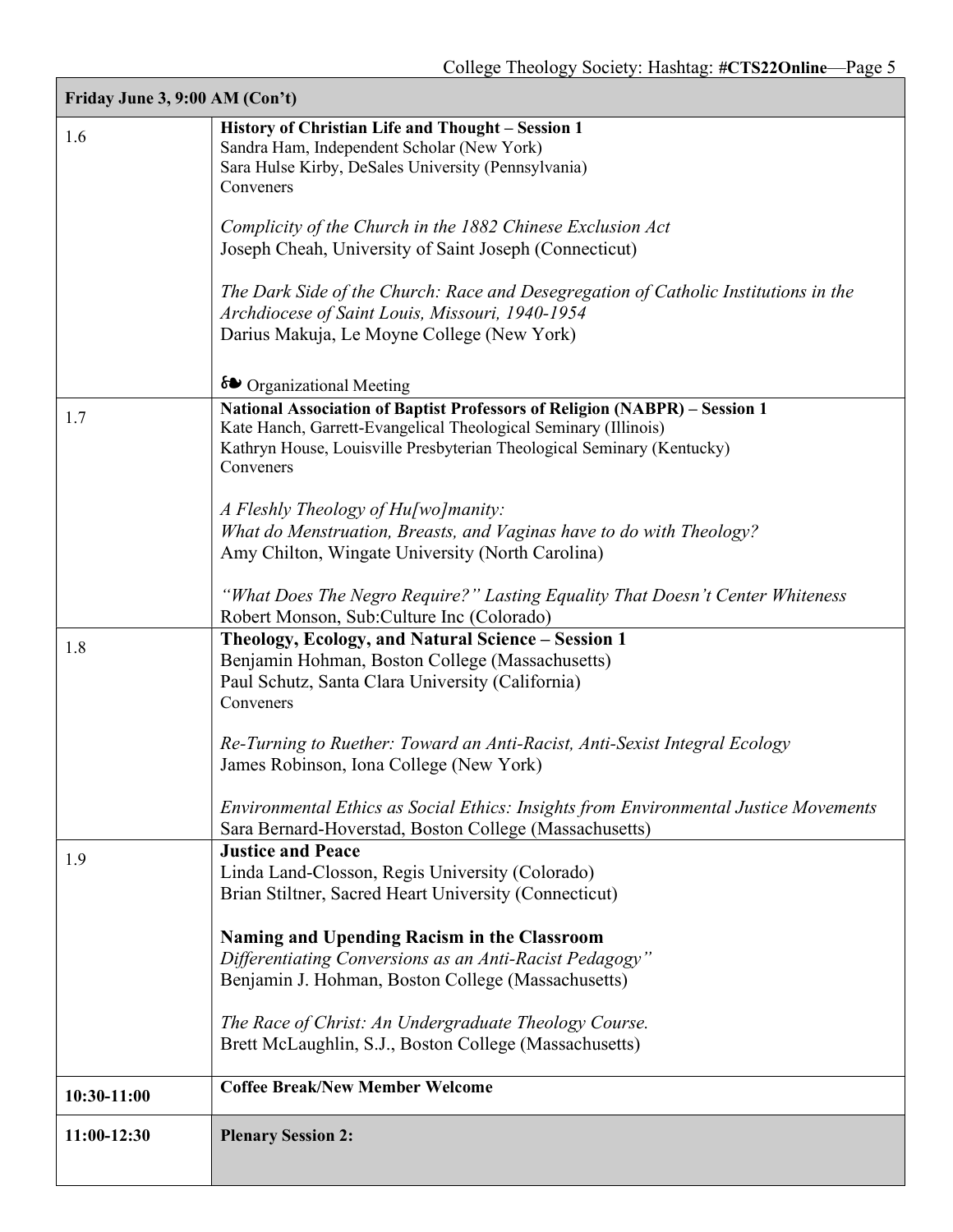| Friday June 3, 9:00 AM (Con't) | |
|---|---|
| 1.6 | **History of Christian Life and Thought – Session 1**<br>Sandra Ham, Independent Scholar (New York)<br>Sara Hulse Kirby, DeSales University (Pennsylvania)<br>Conveners<br><br>*Complicity of the Church in the 1882 Chinese Exclusion Act*<br>Joseph Cheah, University of Saint Joseph (Connecticut)<br><br>*The Dark Side of the Church: Race and Desegregation of Catholic Institutions in the Archdiocese of Saint Louis, Missouri, 1940-1954*<br>Darius Makuja, Le Moyne College (New York)<br><br>❧ Organizational Meeting |
| 1.7 | **National Association of Baptist Professors of Religion (NABPR) – Session 1**<br>Kate Hanch, Garrett-Evangelical Theological Seminary (Illinois)<br>Kathryn House, Louisville Presbyterian Theological Seminary (Kentucky)<br>Conveners<br><br>*A Fleshly Theology of Hu[wo]manity:*<br>*What do Menstruation, Breasts, and Vaginas have to do with Theology?*<br>Amy Chilton, Wingate University (North Carolina)<br><br>*"What Does The Negro Require?" Lasting Equality That Doesn't Center Whiteness*<br>Robert Monson, Sub:Culture Inc (Colorado) |
| 1.8 | **Theology, Ecology, and Natural Science – Session 1**<br>Benjamin Hohman, Boston College (Massachusetts)<br>Paul Schutz, Santa Clara University (California)<br>Conveners<br><br>*Re-Turning to Ruether: Toward an Anti-Racist, Anti-Sexist Integral Ecology*<br>James Robinson, Iona College (New York)<br><br>*Environmental Ethics as Social Ethics: Insights from Environmental Justice Movements*<br>Sara Bernard-Hoverstad, Boston College (Massachusetts) |
| 1.9 | **Justice and Peace**<br>Linda Land-Closson, Regis University (Colorado)<br>Brian Stiltner, Sacred Heart University (Connecticut)<br><br>**Naming and Upending Racism in the Classroom**<br>*Differentiating Conversions as an Anti-Racist Pedagogy"*<br>Benjamin J. Hohman, Boston College (Massachusetts)<br><br>*The Race of Christ: An Undergraduate Theology Course.*<br>Brett McLaughlin, S.J., Boston College (Massachusetts) |
| **10:30-11:00** | **Coffee Break/New Member Welcome** |
| **11:00-12:30** | **Plenary Session 2:** |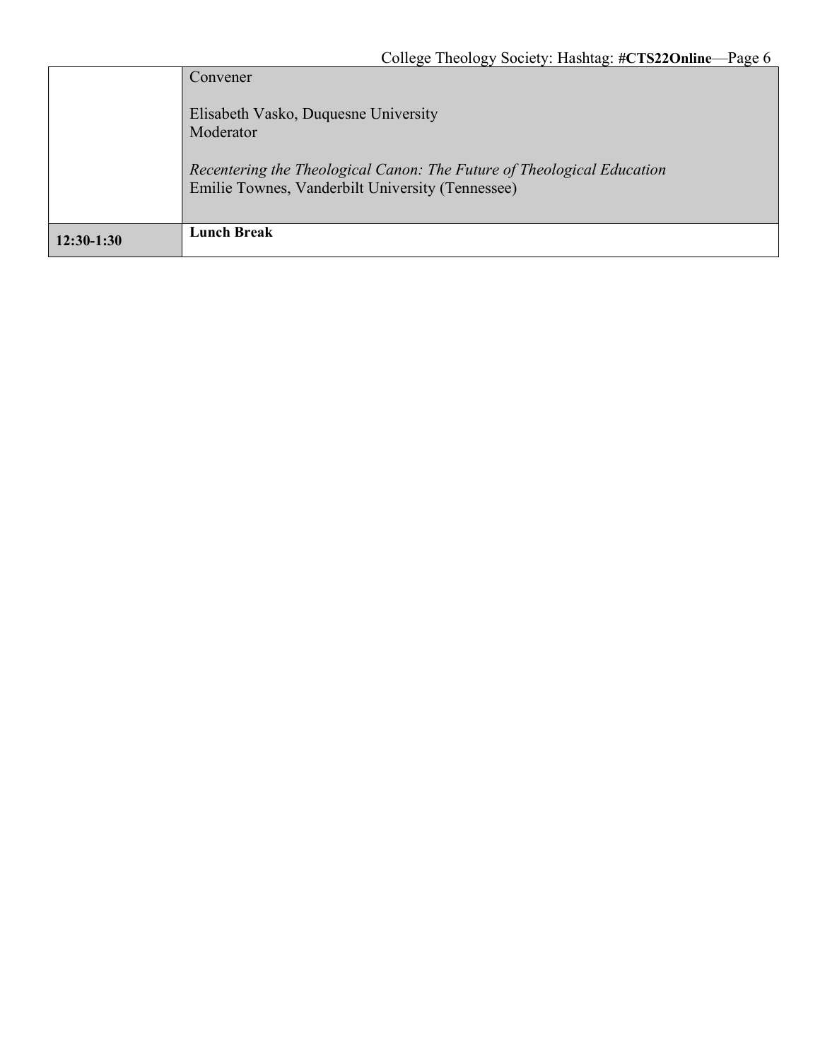| | |
|---|---|
| | Convener<br><br>Elisabeth Vasko, Duquesne University<br>Moderator<br><br>*Recentering the Theological Canon: The Future of Theological Education*<br>Emilie Townes, Vanderbilt University (Tennessee) |
| **12:30-1:30** | **Lunch Break** |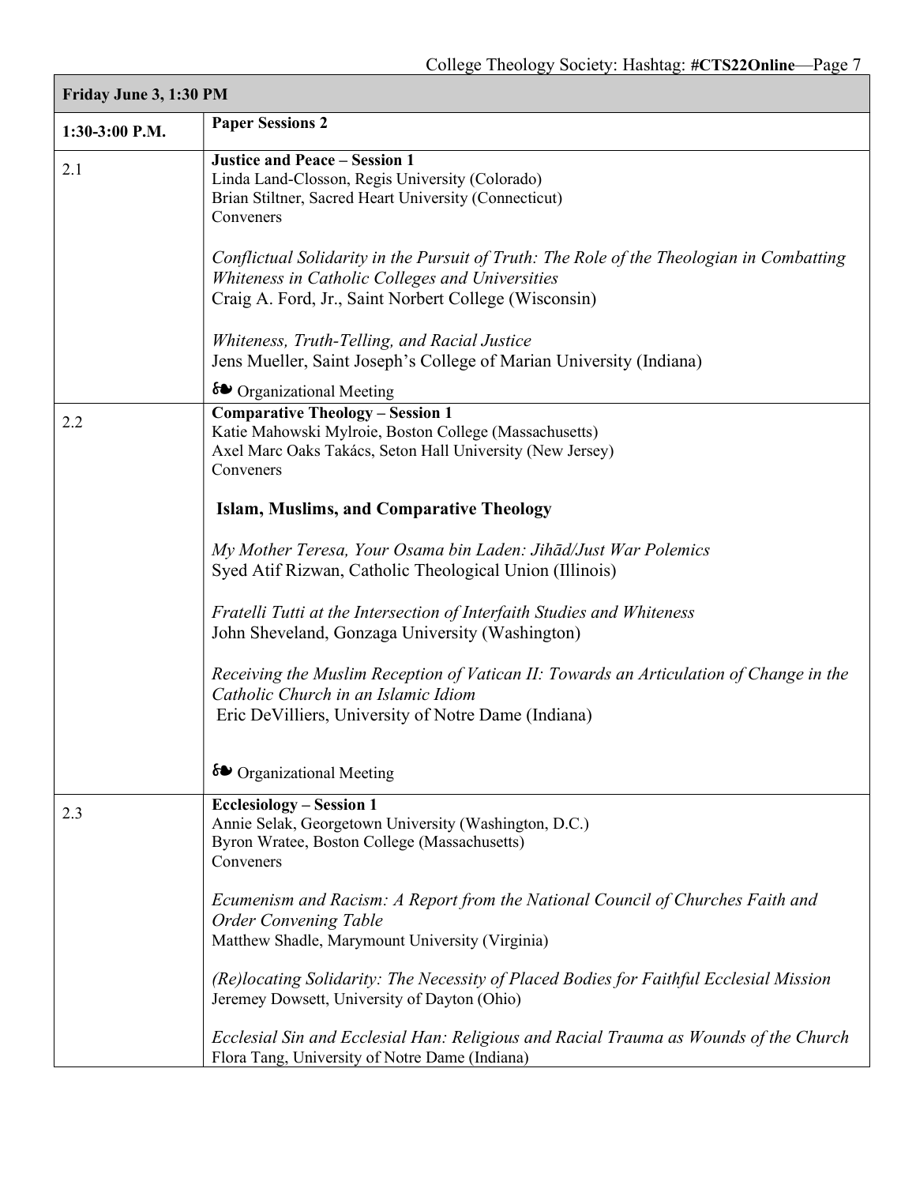| Friday June 3, 1:30 PM | |
|---|---|
| 1:30-3:00 P.M. | **Paper Sessions 2** |
| 2.1 | **Justice and Peace – Session 1**<br>Linda Land-Closson, Regis University (Colorado)<br>Brian Stiltner, Sacred Heart University (Connecticut)<br>Conveners<br><br>*Conflictual Solidarity in the Pursuit of Truth: The Role of the Theologian in Combatting Whiteness in Catholic Colleges and Universities*<br>Craig A. Ford, Jr., Saint Norbert College (Wisconsin)<br><br>*Whiteness, Truth-Telling, and Racial Justice*<br>Jens Mueller, Saint Joseph's College of Marian University (Indiana)<br><br>❧ Organizational Meeting |
| 2.2 | **Comparative Theology – Session 1**<br>Katie Mahowski Mylroie, Boston College (Massachusetts)<br>Axel Marc Oaks Takács, Seton Hall University (New Jersey)<br>Conveners<br><br>**Islam, Muslims, and Comparative Theology**<br><br>*My Mother Teresa, Your Osama bin Laden: Jihād/Just War Polemics*<br>Syed Atif Rizwan, Catholic Theological Union (Illinois)<br><br>*Fratelli Tutti at the Intersection of Interfaith Studies and Whiteness*<br>John Sheveland, Gonzaga University (Washington)<br><br>*Receiving the Muslim Reception of Vatican II: Towards an Articulation of Change in the Catholic Church in an Islamic Idiom*<br>Eric DeVilliers, University of Notre Dame (Indiana)<br><br>❧ Organizational Meeting |
| 2.3 | **Ecclesiology – Session 1**<br>Annie Selak, Georgetown University (Washington, D.C.)<br>Byron Wratee, Boston College (Massachusetts)<br>Conveners<br><br>*Ecumenism and Racism: A Report from the National Council of Churches Faith and Order Convening Table*<br>Matthew Shadle, Marymount University (Virginia)<br><br>*(Re)locating Solidarity: The Necessity of Placed Bodies for Faithful Ecclesial Mission*<br>Jeremey Dowsett, University of Dayton (Ohio)<br><br>*Ecclesial Sin and Ecclesial Han: Religious and Racial Trauma as Wounds of the Church*<br>Flora Tang, University of Notre Dame (Indiana) |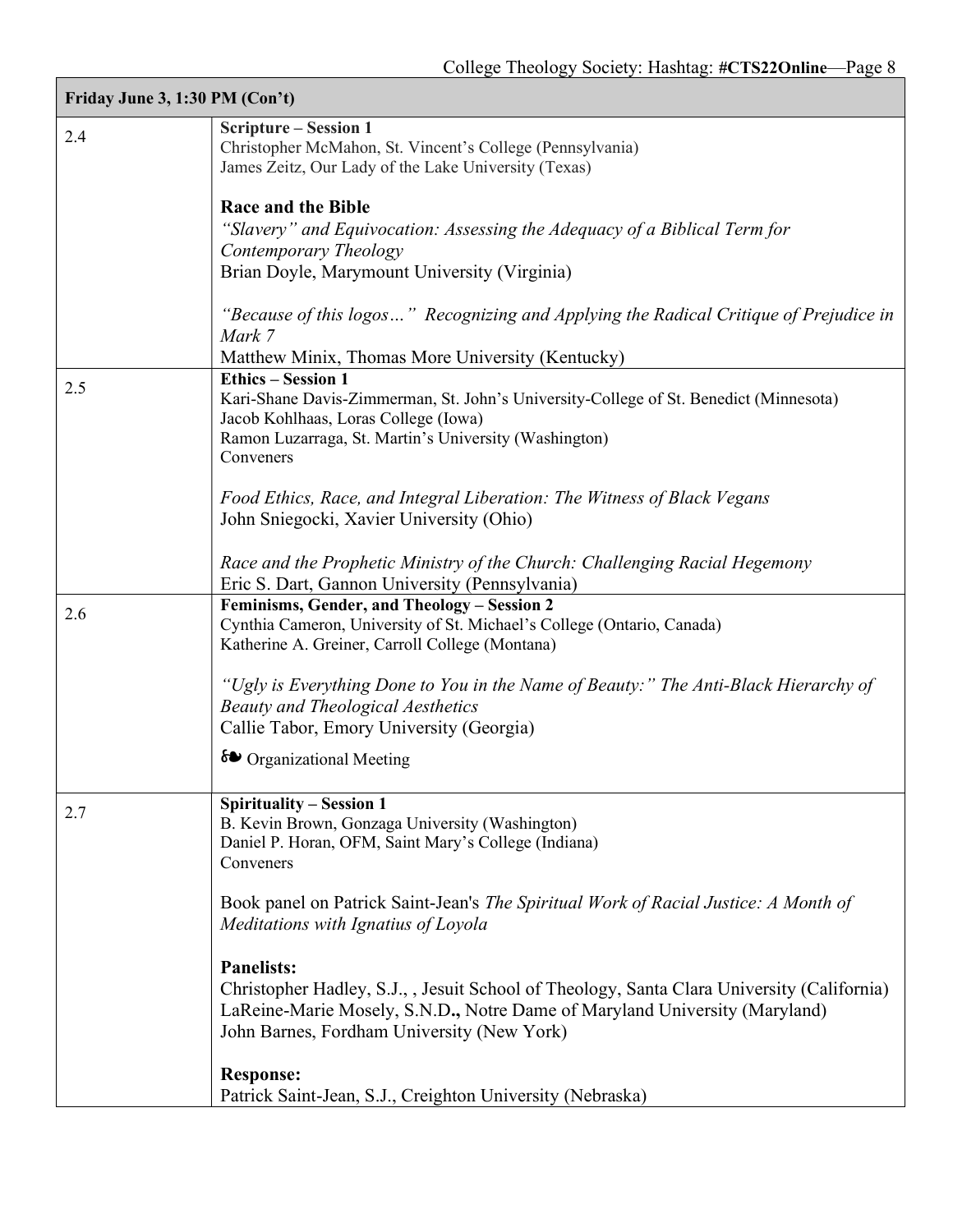| Friday June 3, 1:30 PM (Con't) | |
|---|---|
| 2.4 | **Scripture – Session 1**<br>Christopher McMahon, St. Vincent's College (Pennsylvania)<br>James Zeitz, Our Lady of the Lake University (Texas)<br><br>**Race and the Bible**<br>*"Slavery" and Equivocation: Assessing the Adequacy of a Biblical Term for Contemporary Theology*<br>Brian Doyle, Marymount University (Virginia)<br><br>*"Because of this logos…" Recognizing and Applying the Radical Critique of Prejudice in Mark 7*<br>Matthew Minix, Thomas More University (Kentucky) |
| 2.5 | **Ethics – Session 1**<br>Kari-Shane Davis-Zimmerman, St. John's University-College of St. Benedict (Minnesota)<br>Jacob Kohlhaas, Loras College (Iowa)<br>Ramon Luzarraga, St. Martin's University (Washington)<br>Conveners<br><br>*Food Ethics, Race, and Integral Liberation: The Witness of Black Vegans*<br>John Sniegocki, Xavier University (Ohio)<br><br>*Race and the Prophetic Ministry of the Church: Challenging Racial Hegemony*<br>Eric S. Dart, Gannon University (Pennsylvania) |
| 2.6 | **Feminisms, Gender, and Theology – Session 2**<br>Cynthia Cameron, University of St. Michael's College (Ontario, Canada)<br>Katherine A. Greiner, Carroll College (Montana)<br><br>*"Ugly is Everything Done to You in the Name of Beauty:" The Anti-Black Hierarchy of Beauty and Theological Aesthetics*<br>Callie Tabor, Emory University (Georgia)<br><br>❧ Organizational Meeting |
| 2.7 | **Spirituality – Session 1**<br>B. Kevin Brown, Gonzaga University (Washington)<br>Daniel P. Horan, OFM, Saint Mary's College (Indiana)<br>Conveners<br><br>Book panel on Patrick Saint-Jean's *The Spiritual Work of Racial Justice: A Month of Meditations with Ignatius of Loyola*<br><br>**Panelists:**<br>Christopher Hadley, S.J., , Jesuit School of Theology, Santa Clara University (California)<br>LaReine-Marie Mosely, S.N.D**.,** Notre Dame of Maryland University (Maryland)<br>John Barnes, Fordham University (New York)<br><br>**Response:**<br>Patrick Saint-Jean, S.J., Creighton University (Nebraska) |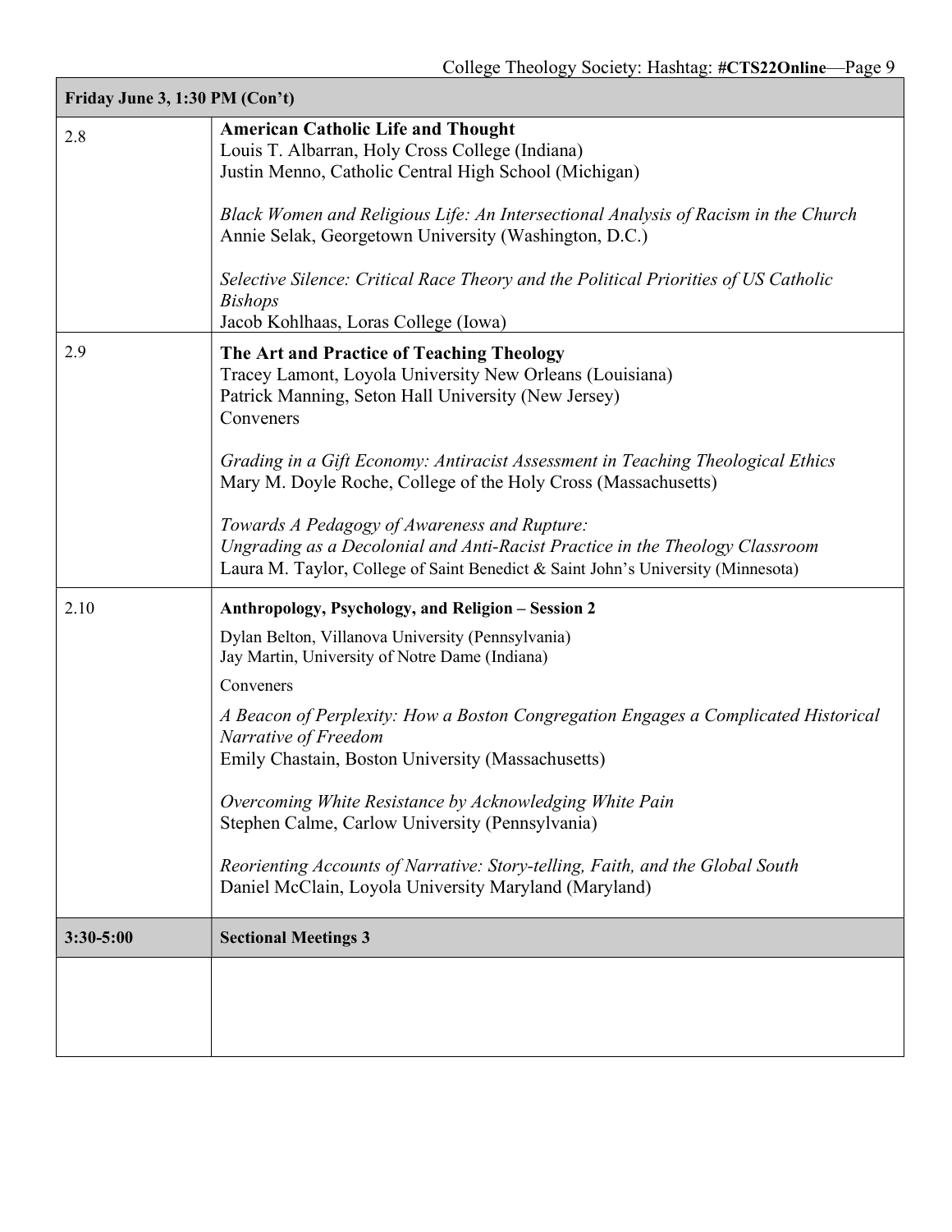| Friday June 3, 1:30 PM (Con't) | |
|---|---|
| 2.8 | **American Catholic Life and Thought**<br>Louis T. Albarran, Holy Cross College (Indiana)<br>Justin Menno, Catholic Central High School (Michigan)<br><br>*Black Women and Religious Life: An Intersectional Analysis of Racism in the Church*<br>Annie Selak, Georgetown University (Washington, D.C.)<br><br>*Selective Silence: Critical Race Theory and the Political Priorities of US Catholic Bishops*<br>Jacob Kohlhaas, Loras College (Iowa) |
| 2.9 | **The Art and Practice of Teaching Theology**<br>Tracey Lamont, Loyola University New Orleans (Louisiana)<br>Patrick Manning, Seton Hall University (New Jersey)<br>Conveners<br><br>*Grading in a Gift Economy: Antiracist Assessment in Teaching Theological Ethics*<br>Mary M. Doyle Roche, College of the Holy Cross (Massachusetts)<br><br>*Towards A Pedagogy of Awareness and Rupture: Ungrading as a Decolonial and Anti-Racist Practice in the Theology Classroom*<br>Laura M. Taylor, College of Saint Benedict & Saint John's University (Minnesota) |
| 2.10 | **Anthropology, Psychology, and Religion – Session 2**<br>Dylan Belton, Villanova University (Pennsylvania)<br>Jay Martin, University of Notre Dame (Indiana)<br>Conveners<br><br>*A Beacon of Perplexity: How a Boston Congregation Engages a Complicated Historical Narrative of Freedom*<br>Emily Chastain, Boston University (Massachusetts)<br><br>*Overcoming White Resistance by Acknowledging White Pain*<br>Stephen Calme, Carlow University (Pennsylvania)<br><br>*Reorienting Accounts of Narrative: Story-telling, Faith, and the Global South*<br>Daniel McClain, Loyola University Maryland (Maryland) |
| **3:30-5:00** | **Sectional Meetings 3** |
| | |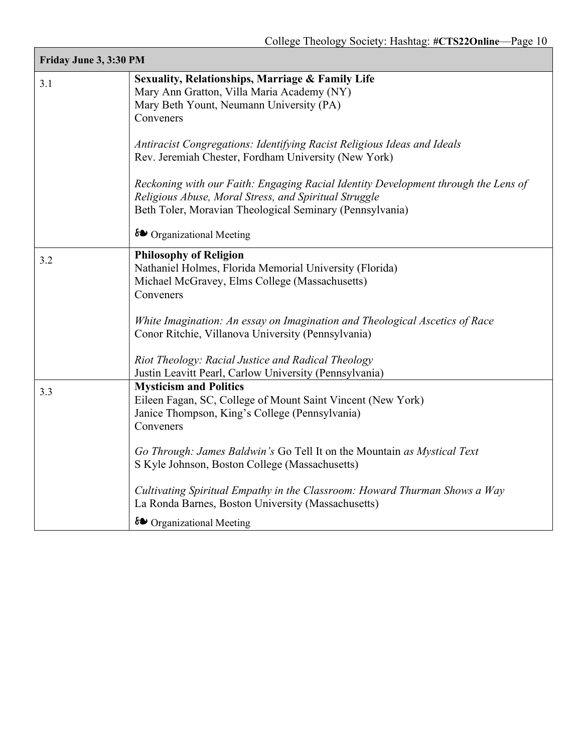| Friday June 3, 3:30 PM | |
|---|---|
| 3.1 | **Sexuality, Relationships, Marriage & Family Life**<br>Mary Ann Gratton, Villa Maria Academy (NY)<br>Mary Beth Yount, Neumann University (PA)<br>Conveners<br><br>*Antiracist Congregations: Identifying Racist Religious Ideas and Ideals*<br>Rev. Jeremiah Chester, Fordham University (New York)<br><br>*Reckoning with our Faith: Engaging Racial Identity Development through the Lens of Religious Abuse, Moral Stress, and Spiritual Struggle*<br>Beth Toler, Moravian Theological Seminary (Pennsylvania)<br><br>❧ Organizational Meeting |
| 3.2 | **Philosophy of Religion**<br>Nathaniel Holmes, Florida Memorial University (Florida)<br>Michael McGravey, Elms College (Massachusetts)<br>Conveners<br><br>*White Imagination: An essay on Imagination and Theological Ascetics of Race*<br>Conor Ritchie, Villanova University (Pennsylvania)<br><br>*Riot Theology: Racial Justice and Radical Theology*<br>Justin Leavitt Pearl, Carlow University (Pennsylvania) |
| 3.3 | **Mysticism and Politics**<br>Eileen Fagan, SC, College of Mount Saint Vincent (New York)<br>Janice Thompson, King's College (Pennsylvania)<br>Conveners<br><br>*Go Through: James Baldwin's* Go Tell It on the Mountain *as Mystical Text*<br>S Kyle Johnson, Boston College (Massachusetts)<br><br>*Cultivating Spiritual Empathy in the Classroom: Howard Thurman Shows a Way*<br>La Ronda Barnes, Boston University (Massachusetts)<br><br>❧ Organizational Meeting |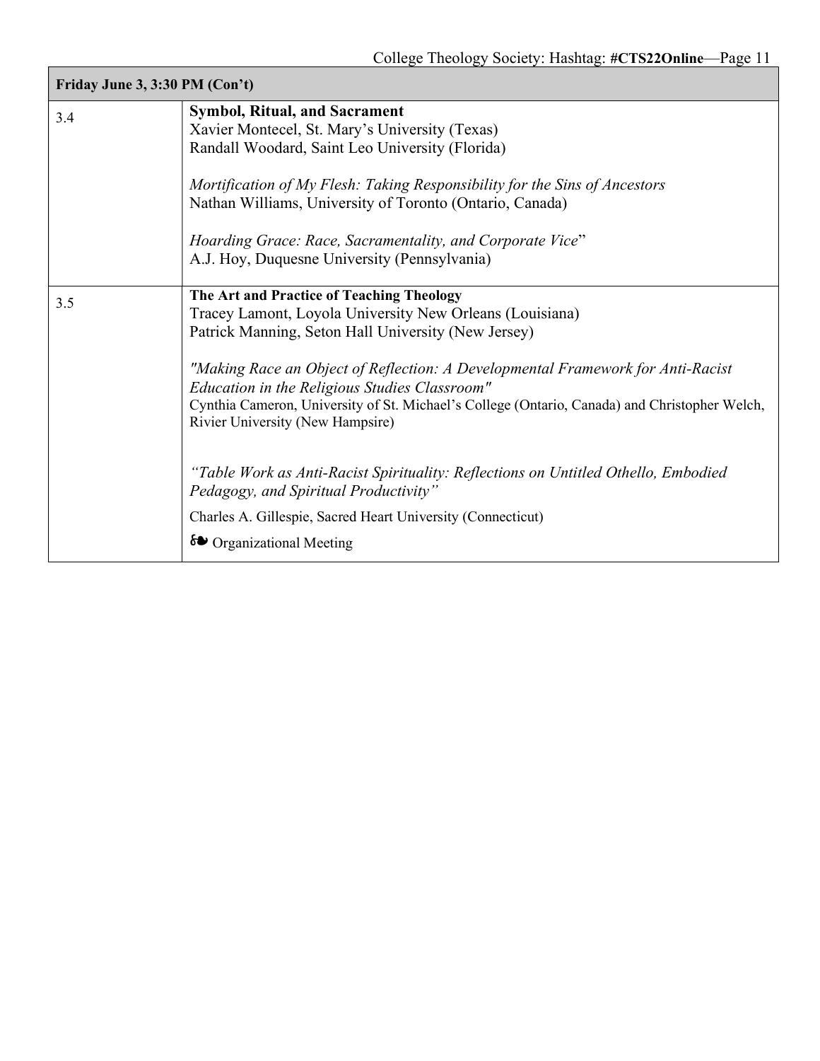| Friday June 3, 3:30 PM (Con't) | |
|---|---|
| 3.4 | **Symbol, Ritual, and Sacrament**<br>Xavier Montecel, St. Mary's University (Texas)<br>Randall Woodard, Saint Leo University (Florida)<br><br>*Mortification of My Flesh: Taking Responsibility for the Sins of Ancestors*<br>Nathan Williams, University of Toronto (Ontario, Canada)<br><br>*Hoarding Grace: Race, Sacramentality, and Corporate Vice*"<br>A.J. Hoy, Duquesne University (Pennsylvania) |
| 3.5 | **The Art and Practice of Teaching Theology**<br>Tracey Lamont, Loyola University New Orleans (Louisiana)<br>Patrick Manning, Seton Hall University (New Jersey)<br><br>*"Making Race an Object of Reflection: A Developmental Framework for Anti-Racist Education in the Religious Studies Classroom"*<br>Cynthia Cameron, University of St. Michael's College (Ontario, Canada) and Christopher Welch, Rivier University (New Hampsire)<br><br>*"Table Work as Anti-Racist Spirituality: Reflections on Untitled Othello, Embodied Pedagogy, and Spiritual Productivity"*<br>Charles A. Gillespie, Sacred Heart University (Connecticut)<br>❧ Organizational Meeting |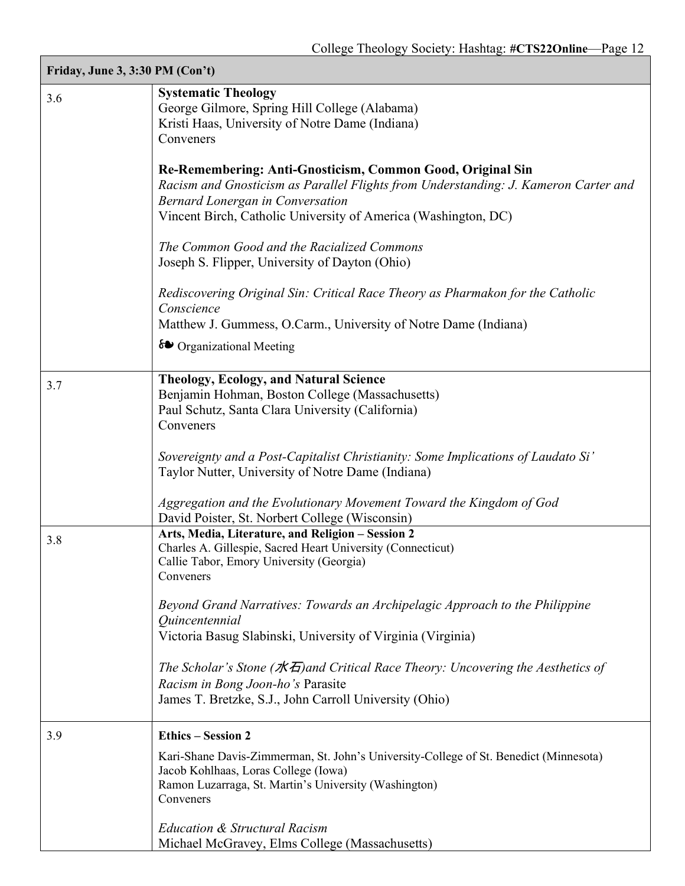| Friday, June 3, 3:30 PM (Con't) | |
|---|---|
| 3.6 | **Systematic Theology**<br>George Gilmore, Spring Hill College (Alabama)<br>Kristi Haas, University of Notre Dame (Indiana)<br>Conveners<br><br>**Re-Remembering: Anti-Gnosticism, Common Good, Original Sin**<br>*Racism and Gnosticism as Parallel Flights from Understanding: J. Kameron Carter and Bernard Lonergan in Conversation*<br>Vincent Birch, Catholic University of America (Washington, DC)<br><br>*The Common Good and the Racialized Commons*<br>Joseph S. Flipper, University of Dayton (Ohio)<br><br>*Rediscovering Original Sin: Critical Race Theory as Pharmakon for the Catholic Conscience*<br>Matthew J. Gummess, O.Carm., University of Notre Dame (Indiana)<br><br>❧ Organizational Meeting |
| 3.7 | **Theology, Ecology, and Natural Science**<br>Benjamin Hohman, Boston College (Massachusetts)<br>Paul Schutz, Santa Clara University (California)<br>Conveners<br><br>*Sovereignty and a Post-Capitalist Christianity: Some Implications of Laudato Si'*<br>Taylor Nutter, University of Notre Dame (Indiana)<br><br>*Aggregation and the Evolutionary Movement Toward the Kingdom of God*<br>David Poister, St. Norbert College (Wisconsin) |
| 3.8 | **Arts, Media, Literature, and Religion – Session 2**<br>Charles A. Gillespie, Sacred Heart University (Connecticut)<br>Callie Tabor, Emory University (Georgia)<br>Conveners<br><br>*Beyond Grand Narratives: Towards an Archipelagic Approach to the Philippine Quincentennial*<br>Victoria Basug Slabinski, University of Virginia (Virginia)<br><br>*The Scholar's Stone (水石)and Critical Race Theory: Uncovering the Aesthetics of Racism in Bong Joon-ho's* Parasite<br>James T. Bretzke, S.J., John Carroll University (Ohio) |
| 3.9 | **Ethics – Session 2**<br><br>Kari-Shane Davis-Zimmerman, St. John's University-College of St. Benedict (Minnesota)<br>Jacob Kohlhaas, Loras College (Iowa)<br>Ramon Luzarraga, St. Martin's University (Washington)<br>Conveners<br><br>*Education & Structural Racism*<br>Michael McGravey, Elms College (Massachusetts) |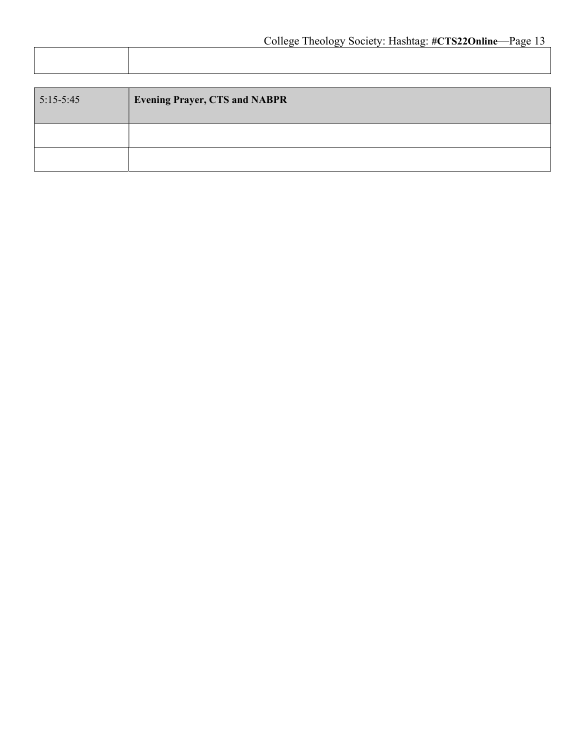| | |
|---|---|
| | |

| 5:15-5:45 | **Evening Prayer, CTS and NABPR** |
|---|---|
| | |
| | |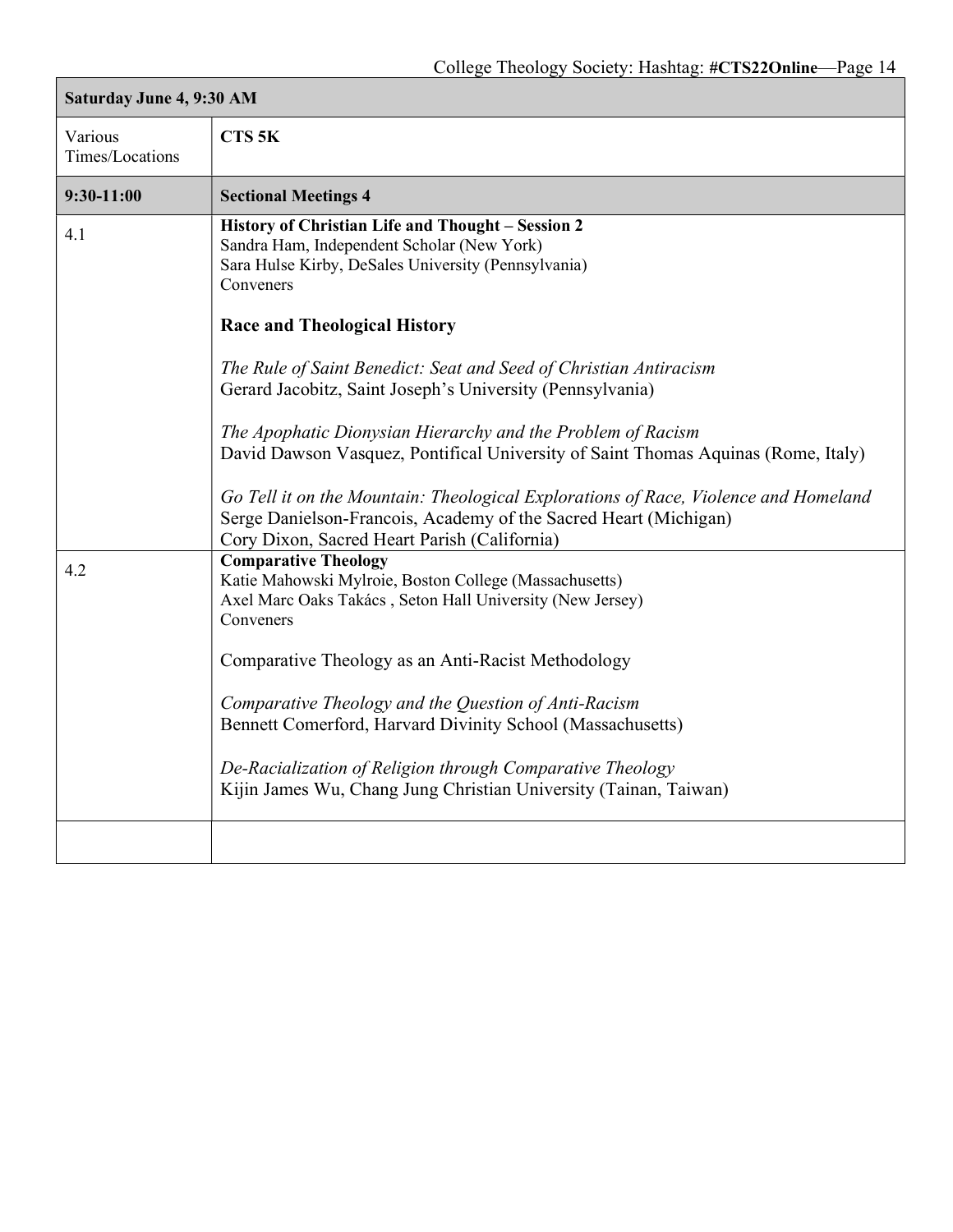| Saturday June 4, 9:30 AM | |
|---|---|
| Various Times/Locations | **CTS 5K** |
| **9:30-11:00** | **Sectional Meetings 4** |
| 4.1 | **History of Christian Life and Thought – Session 2**<br>Sandra Ham, Independent Scholar (New York)<br>Sara Hulse Kirby, DeSales University (Pennsylvania)<br>Conveners<br><br>**Race and Theological History**<br><br>*The Rule of Saint Benedict: Seat and Seed of Christian Antiracism*<br>Gerard Jacobitz, Saint Joseph's University (Pennsylvania)<br><br>*The Apophatic Dionysian Hierarchy and the Problem of Racism*<br>David Dawson Vasquez, Pontifical University of Saint Thomas Aquinas (Rome, Italy)<br><br>*Go Tell it on the Mountain: Theological Explorations of Race, Violence and Homeland*<br>Serge Danielson-Francois, Academy of the Sacred Heart (Michigan)<br>Cory Dixon, Sacred Heart Parish (California) |
| 4.2 | **Comparative Theology**<br>Katie Mahowski Mylroie, Boston College (Massachusetts)<br>Axel Marc Oaks Takács , Seton Hall University (New Jersey)<br>Conveners<br><br>Comparative Theology as an Anti-Racist Methodology<br><br>*Comparative Theology and the Question of Anti-Racism*<br>Bennett Comerford, Harvard Divinity School (Massachusetts)<br><br>*De-Racialization of Religion through Comparative Theology*<br>Kijin James Wu, Chang Jung Christian University (Tainan, Taiwan) |
| | |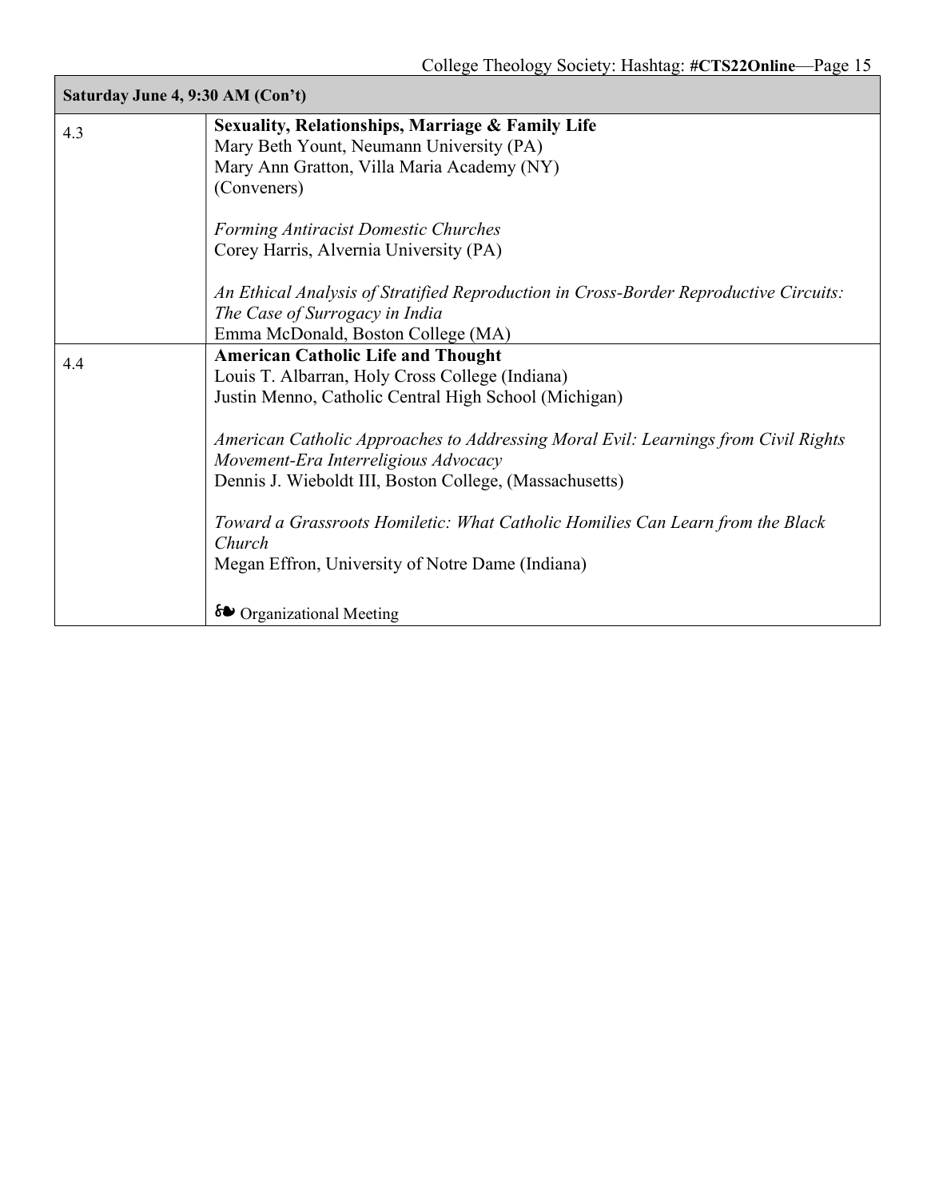| Saturday June 4, 9:30 AM (Con't) | |
|---|---|
| 4.3 | **Sexuality, Relationships, Marriage & Family Life**<br>Mary Beth Yount, Neumann University (PA)<br>Mary Ann Gratton, Villa Maria Academy (NY)<br>(Conveners)<br><br>*Forming Antiracist Domestic Churches*<br>Corey Harris, Alvernia University (PA)<br><br>*An Ethical Analysis of Stratified Reproduction in Cross-Border Reproductive Circuits: The Case of Surrogacy in India*<br>Emma McDonald, Boston College (MA) |
| 4.4 | **American Catholic Life and Thought**<br>Louis T. Albarran, Holy Cross College (Indiana)<br>Justin Menno, Catholic Central High School (Michigan)<br><br>*American Catholic Approaches to Addressing Moral Evil: Learnings from Civil Rights Movement-Era Interreligious Advocacy*<br>Dennis J. Wieboldt III, Boston College, (Massachusetts)<br><br>*Toward a Grassroots Homiletic: What Catholic Homilies Can Learn from the Black Church*<br>Megan Effron, University of Notre Dame (Indiana)<br><br>❧ Organizational Meeting |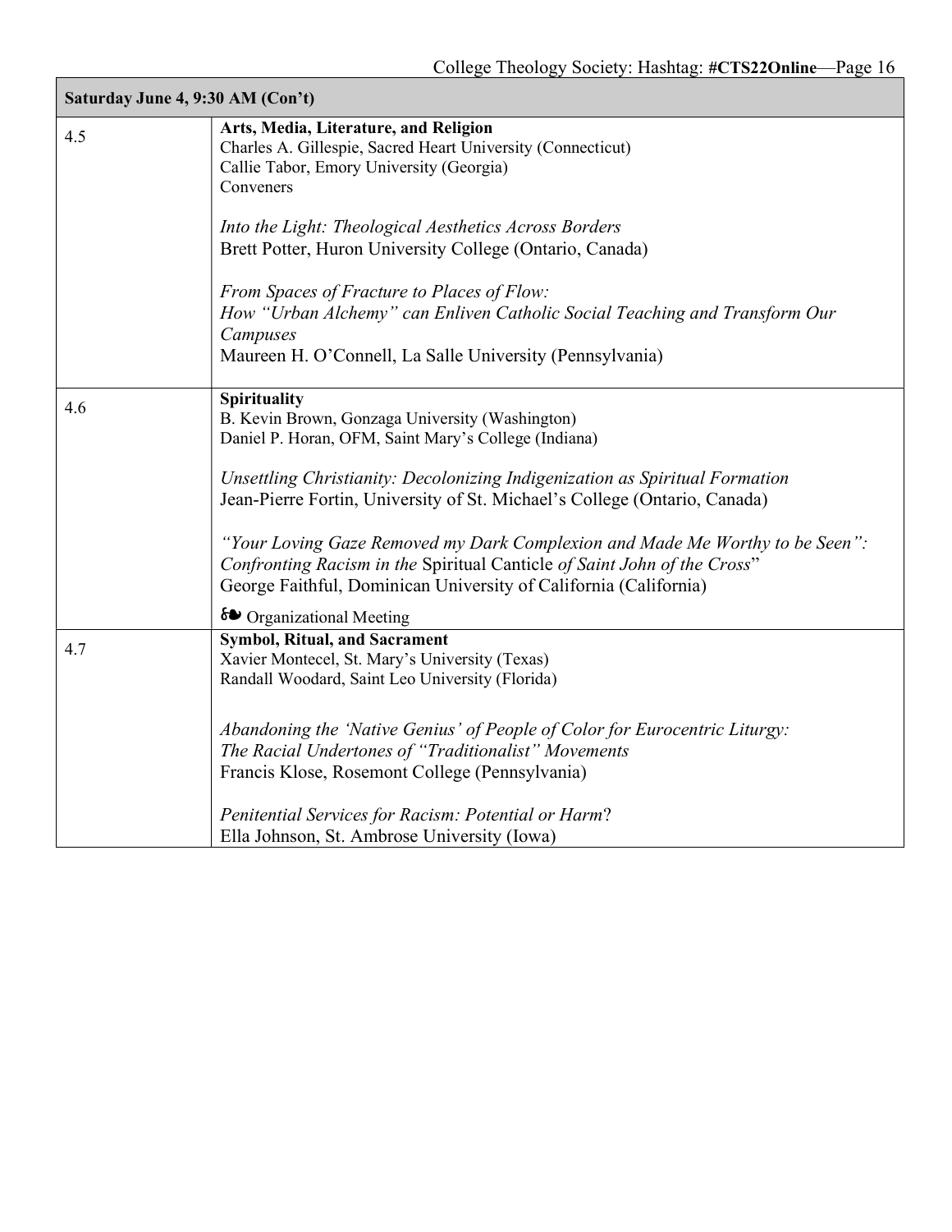| Saturday June 4, 9:30 AM (Con't) | |
|---|---|
| 4.5 | **Arts, Media, Literature, and Religion**<br>Charles A. Gillespie, Sacred Heart University (Connecticut)<br>Callie Tabor, Emory University (Georgia)<br>Conveners<br><br>*Into the Light: Theological Aesthetics Across Borders*<br>Brett Potter, Huron University College (Ontario, Canada)<br><br>*From Spaces of Fracture to Places of Flow:*<br>*How "Urban Alchemy" can Enliven Catholic Social Teaching and Transform Our Campuses*<br>Maureen H. O'Connell, La Salle University (Pennsylvania) |
| 4.6 | **Spirituality**<br>B. Kevin Brown, Gonzaga University (Washington)<br>Daniel P. Horan, OFM, Saint Mary's College (Indiana)<br><br>*Unsettling Christianity: Decolonizing Indigenization as Spiritual Formation*<br>Jean-Pierre Fortin, University of St. Michael's College (Ontario, Canada)<br><br>*"Your Loving Gaze Removed my Dark Complexion and Made Me Worthy to be Seen": Confronting Racism in the* Spiritual Canticle *of Saint John of the Cross*"<br>George Faithful, Dominican University of California (California)<br><br>❧ Organizational Meeting |
| 4.7 | **Symbol, Ritual, and Sacrament**<br>Xavier Montecel, St. Mary's University (Texas)<br>Randall Woodard, Saint Leo University (Florida)<br><br>*Abandoning the 'Native Genius' of People of Color for Eurocentric Liturgy:*<br>*The Racial Undertones of "Traditionalist" Movements*<br>Francis Klose, Rosemont College (Pennsylvania)<br><br>*Penitential Services for Racism: Potential or Harm*?<br>Ella Johnson, St. Ambrose University (Iowa) |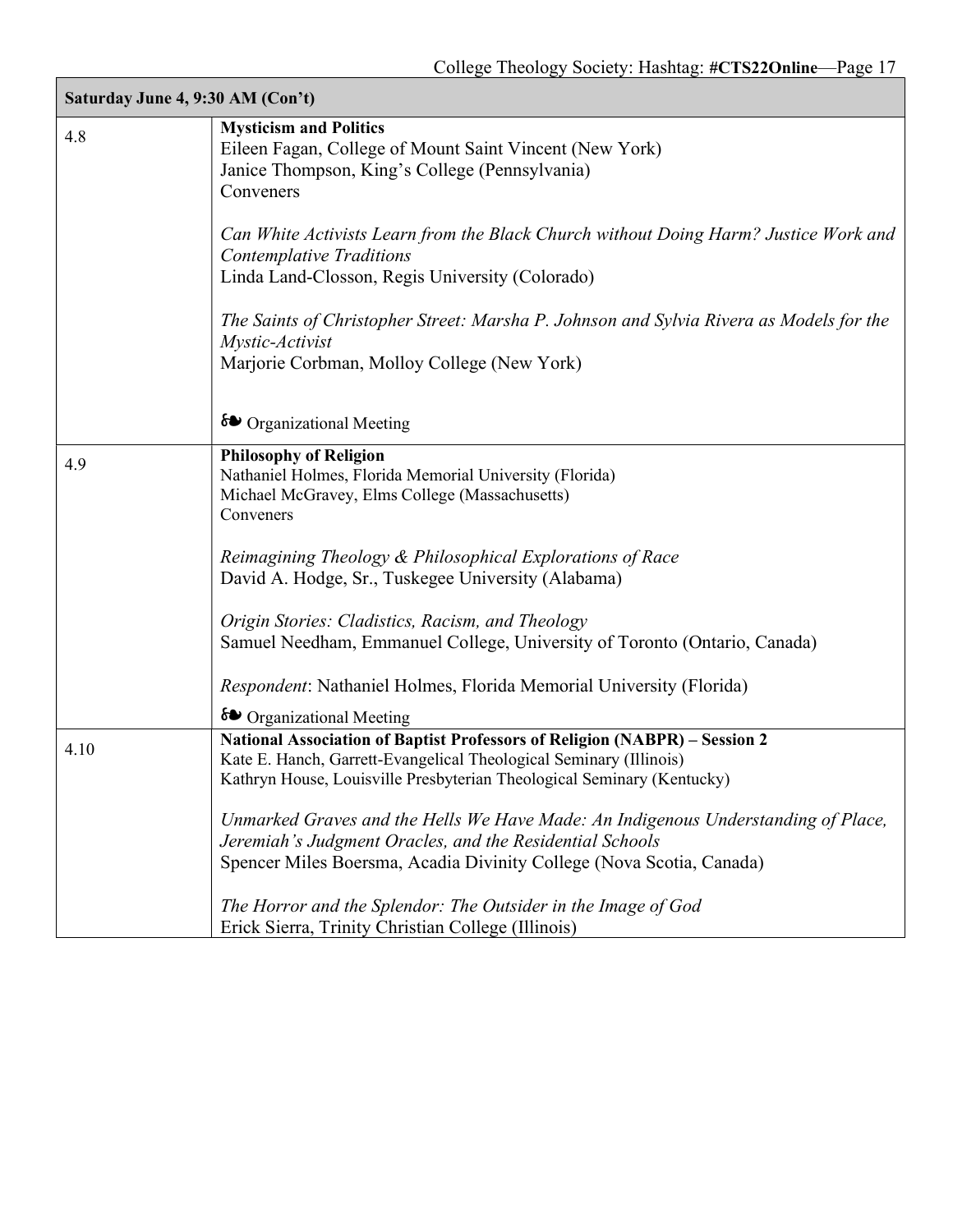| Saturday June 4, 9:30 AM (Con't) | |
|---|---|
| 4.8 | **Mysticism and Politics**<br>Eileen Fagan, College of Mount Saint Vincent (New York)<br>Janice Thompson, King's College (Pennsylvania)<br>Conveners<br><br>*Can White Activists Learn from the Black Church without Doing Harm? Justice Work and Contemplative Traditions*<br>Linda Land-Closson, Regis University (Colorado)<br><br>*The Saints of Christopher Street: Marsha P. Johnson and Sylvia Rivera as Models for the Mystic-Activist*<br>Marjorie Corbman, Molloy College (New York)<br><br>❧ Organizational Meeting |
| 4.9 | **Philosophy of Religion**<br>Nathaniel Holmes, Florida Memorial University (Florida)<br>Michael McGravey, Elms College (Massachusetts)<br>Conveners<br><br>*Reimagining Theology & Philosophical Explorations of Race*<br>David A. Hodge, Sr., Tuskegee University (Alabama)<br><br>*Origin Stories: Cladistics, Racism, and Theology*<br>Samuel Needham, Emmanuel College, University of Toronto (Ontario, Canada)<br><br>*Respondent*: Nathaniel Holmes, Florida Memorial University (Florida)<br><br>❧ Organizational Meeting |
| 4.10 | **National Association of Baptist Professors of Religion (NABPR) – Session 2**<br>Kate E. Hanch, Garrett-Evangelical Theological Seminary (Illinois)<br>Kathryn House, Louisville Presbyterian Theological Seminary (Kentucky)<br><br>*Unmarked Graves and the Hells We Have Made: An Indigenous Understanding of Place, Jeremiah's Judgment Oracles, and the Residential Schools*<br>Spencer Miles Boersma, Acadia Divinity College (Nova Scotia, Canada)<br><br>*The Horror and the Splendor: The Outsider in the Image of God*<br>Erick Sierra, Trinity Christian College (Illinois) |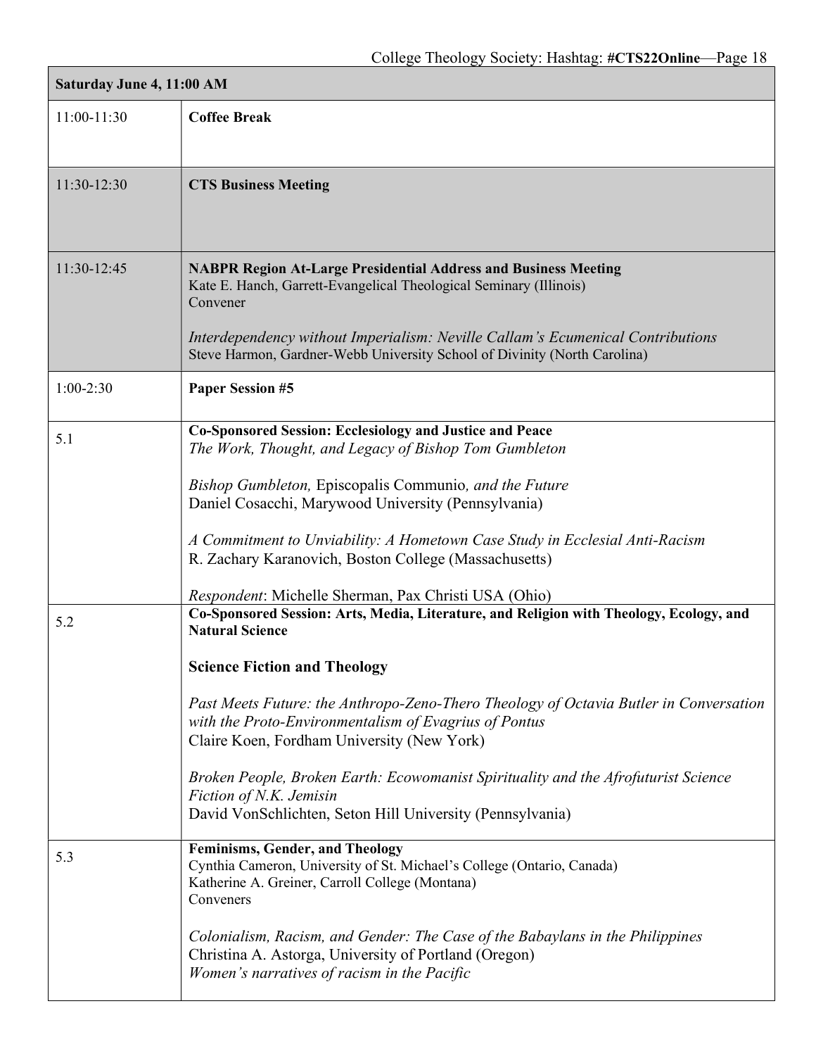| Saturday June 4, 11:00 AM | |
|---|---|
| 11:00-11:30 | **Coffee Break** |
| 11:30-12:30 | **CTS Business Meeting** |
| 11:30-12:45 | **NABPR Region At-Large Presidential Address and Business Meeting**<br>Kate E. Hanch, Garrett-Evangelical Theological Seminary (Illinois)<br>Convener<br><br>*Interdependency without Imperialism: Neville Callam's Ecumenical Contributions*<br>Steve Harmon, Gardner-Webb University School of Divinity (North Carolina) |
| 1:00-2:30 | **Paper Session #5** |
| 5.1 | **Co-Sponsored Session: Ecclesiology and Justice and Peace**<br>*The Work, Thought, and Legacy of Bishop Tom Gumbleton*<br><br>*Bishop Gumbleton,* Episcopalis Communio*, and the Future*<br>Daniel Cosacchi, Marywood University (Pennsylvania)<br><br>*A Commitment to Unviability: A Hometown Case Study in Ecclesial Anti-Racism*<br>R. Zachary Karanovich, Boston College (Massachusetts)<br><br>*Respondent*: Michelle Sherman, Pax Christi USA (Ohio) |
| 5.2 | **Co-Sponsored Session: Arts, Media, Literature, and Religion with Theology, Ecology, and Natural Science**<br><br>**Science Fiction and Theology**<br><br>*Past Meets Future: the Anthropo-Zeno-Thero Theology of Octavia Butler in Conversation with the Proto-Environmentalism of Evagrius of Pontus*<br>Claire Koen, Fordham University (New York)<br><br>*Broken People, Broken Earth: Ecowomanist Spirituality and the Afrofuturist Science Fiction of N.K. Jemisin*<br>David VonSchlichten, Seton Hill University (Pennsylvania) |
| 5.3 | **Feminisms, Gender, and Theology**<br>Cynthia Cameron, University of St. Michael's College (Ontario, Canada)<br>Katherine A. Greiner, Carroll College (Montana)<br>Conveners<br><br>*Colonialism, Racism, and Gender: The Case of the Babaylans in the Philippines*<br>Christina A. Astorga, University of Portland (Oregon)<br>*Women's narratives of racism in the Pacific* |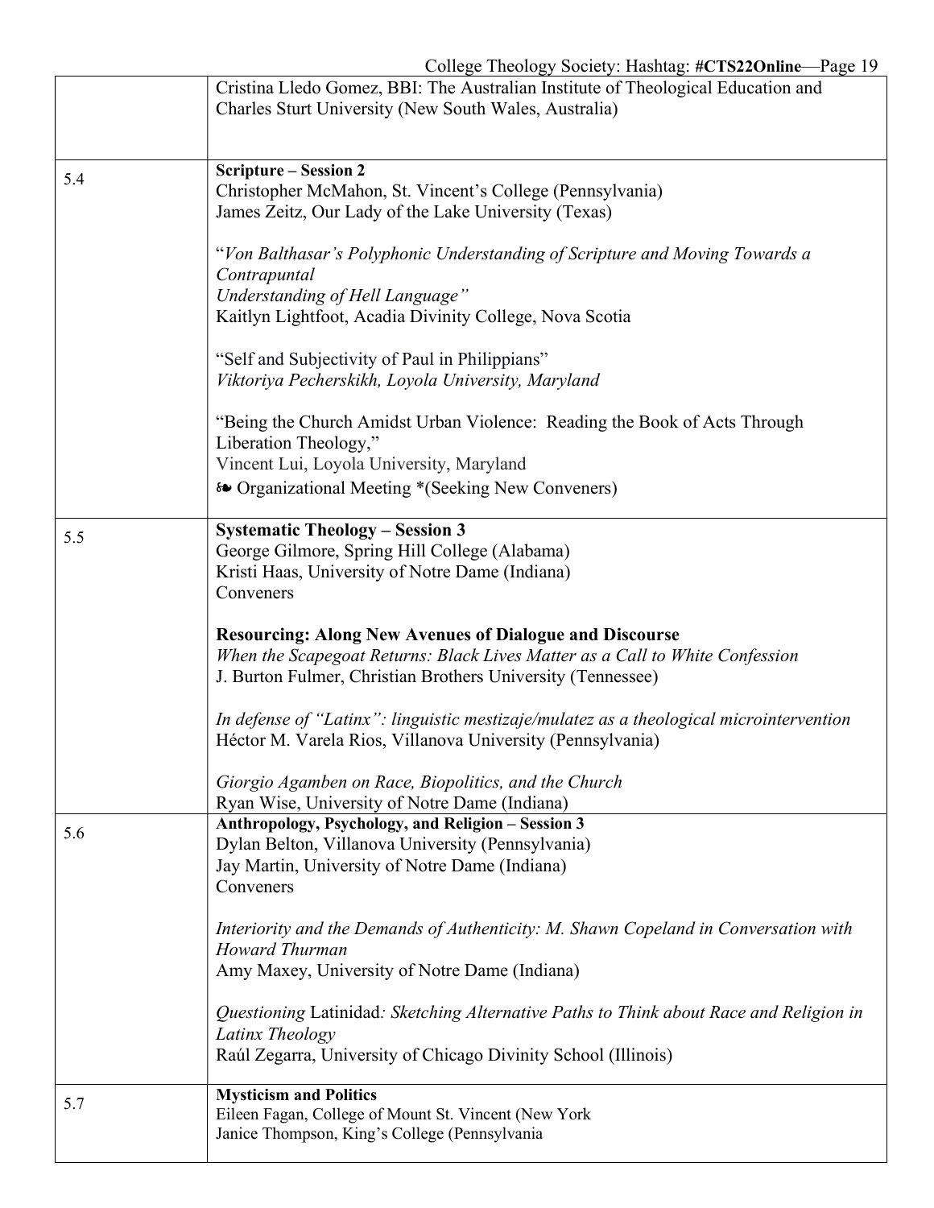| | |
|---|---|
| | Cristina Lledo Gomez, BBI: The Australian Institute of Theological Education and Charles Sturt University (New South Wales, Australia) |
| 5.4 | **Scripture – Session 2**<br>Christopher McMahon, St. Vincent's College (Pennsylvania)<br>James Zeitz, Our Lady of the Lake University (Texas)<br><br>"*Von Balthasar's Polyphonic Understanding of Scripture and Moving Towards a Contrapuntal*<br>*Understanding of Hell Language"*<br>Kaitlyn Lightfoot, Acadia Divinity College, Nova Scotia<br><br>"Self and Subjectivity of Paul in Philippians"<br>*Viktoriya Pecherskikh, Loyola University, Maryland*<br><br>"Being the Church Amidst Urban Violence: Reading the Book of Acts Through Liberation Theology,"<br>Vincent Lui, Loyola University, Maryland<br>❧ Organizational Meeting *(Seeking New Conveners) |
| 5.5 | **Systematic Theology – Session 3**<br>George Gilmore, Spring Hill College (Alabama)<br>Kristi Haas, University of Notre Dame (Indiana)<br>Conveners<br><br>**Resourcing: Along New Avenues of Dialogue and Discourse**<br>*When the Scapegoat Returns: Black Lives Matter as a Call to White Confession*<br>J. Burton Fulmer, Christian Brothers University (Tennessee)<br><br>*In defense of "Latinx": linguistic mestizaje/mulatez as a theological microintervention*<br>Héctor M. Varela Rios, Villanova University (Pennsylvania)<br><br>*Giorgio Agamben on Race, Biopolitics, and the Church*<br>Ryan Wise, University of Notre Dame (Indiana) |
| 5.6 | **Anthropology, Psychology, and Religion – Session 3**<br>Dylan Belton, Villanova University (Pennsylvania)<br>Jay Martin, University of Notre Dame (Indiana)<br>Conveners<br><br>*Interiority and the Demands of Authenticity: M. Shawn Copeland in Conversation with Howard Thurman*<br>Amy Maxey, University of Notre Dame (Indiana)<br><br>*Questioning* Latinidad*: Sketching Alternative Paths to Think about Race and Religion in Latinx Theology*<br>Raúl Zegarra, University of Chicago Divinity School (Illinois) |
| 5.7 | **Mysticism and Politics**<br>Eileen Fagan, College of Mount St. Vincent (New York<br>Janice Thompson, King's College (Pennsylvania |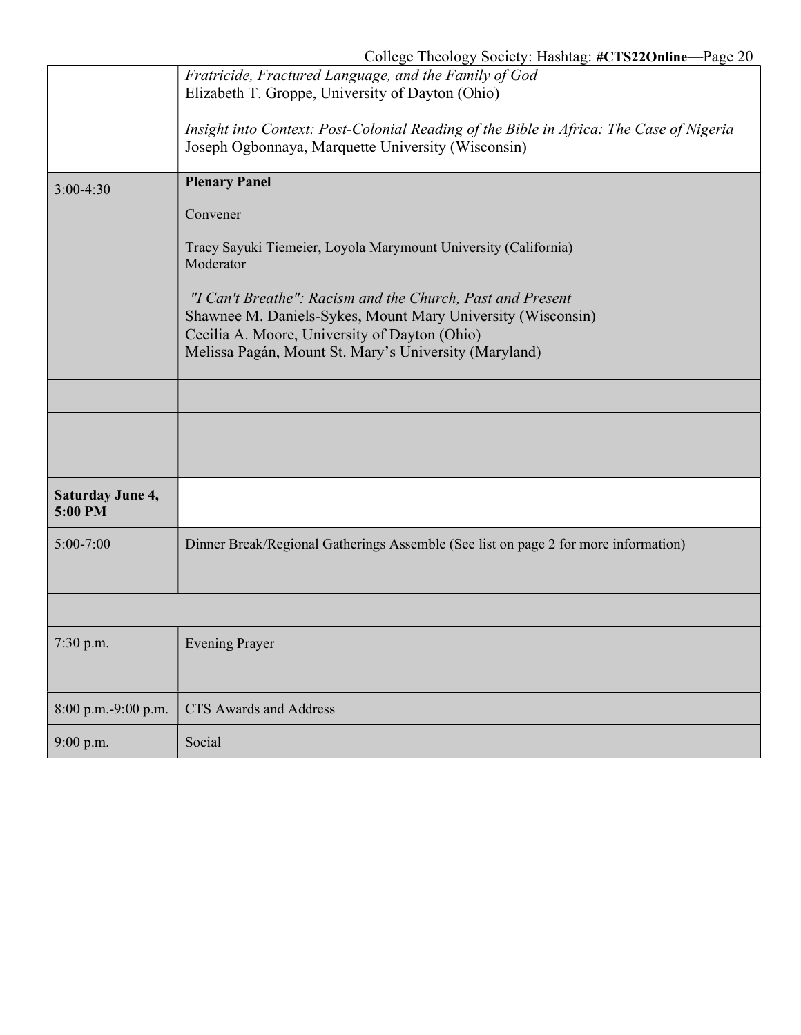| | |
|---|---|
| | *Fratricide, Fractured Language, and the Family of God*<br>Elizabeth T. Groppe, University of Dayton (Ohio)<br><br>*Insight into Context: Post-Colonial Reading of the Bible in Africa: The Case of Nigeria*<br>Joseph Ogbonnaya, Marquette University (Wisconsin) |
| 3:00-4:30 | **Plenary Panel**<br><br>Convener<br><br>Tracy Sayuki Tiemeier, Loyola Marymount University (California)<br>Moderator<br><br>*"I Can't Breathe": Racism and the Church, Past and Present*<br>Shawnee M. Daniels-Sykes, Mount Mary University (Wisconsin)<br>Cecilia A. Moore, University of Dayton (Ohio)<br>Melissa Pagán, Mount St. Mary's University (Maryland) |
| | |
| | |
| **Saturday June 4, 5:00 PM** | |
| 5:00-7:00 | Dinner Break/Regional Gatherings Assemble (See list on page 2 for more information) |
| | |
| 7:30 p.m. | Evening Prayer |
| 8:00 p.m.-9:00 p.m. | CTS Awards and Address |
| 9:00 p.m. | Social |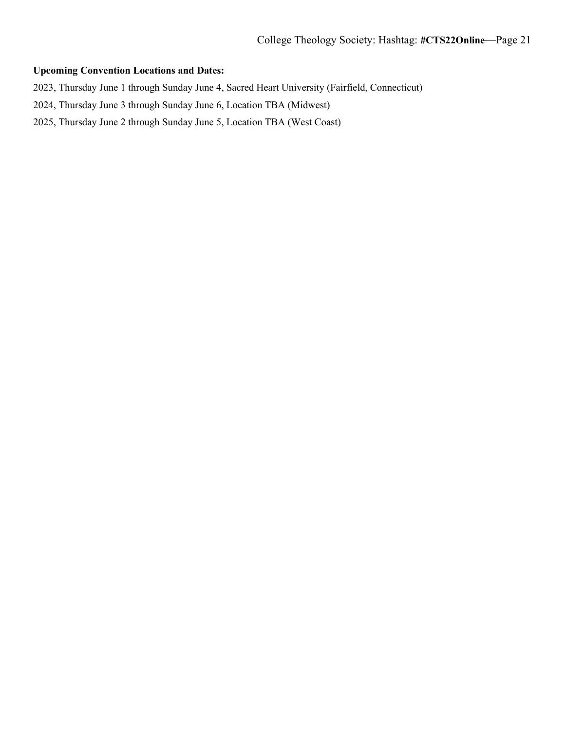**Upcoming Convention Locations and Dates:**

2023, Thursday June 1 through Sunday June 4, Sacred Heart University (Fairfield, Connecticut)

2024, Thursday June 3 through Sunday June 6, Location TBA (Midwest)

2025, Thursday June 2 through Sunday June 5, Location TBA (West Coast)